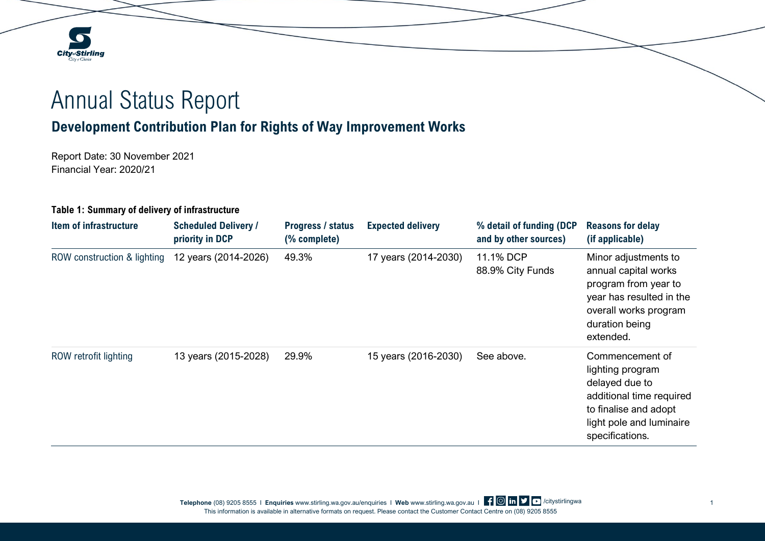# Annual Status Report

## Development Contribution Plan for Rights of Way Improvement Works

Report Date: 30 November 2021
Financial Year: 2020/21

**Table 1: Summary of delivery of infrastructure**

| Item of infrastructure | Scheduled Delivery / priority in DCP | Progress / status (% complete) | Expected delivery | % detail of funding (DCP and by other sources) | Reasons for delay (if applicable) |
|---|---|---|---|---|---|
| ROW construction & lighting | 12 years (2014-2026) | 49.3% | 17 years (2014-2030) | 11.1% DCP<br>88.9% City Funds | Minor adjustments to annual capital works program from year to year has resulted in the overall works program duration being extended. |
| ROW retrofit lighting | 13 years (2015-2028) | 29.9% | 15 years (2016-2030) | See above. | Commencement of lighting program delayed due to additional time required to finalise and adopt light pole and luminaire specifications. |

**Telephone** (08) 9205 8555 I **Enquiries** www.stirling.wa.gov.au/enquiries I **Web** www.stirling.wa.gov.au I /citystirlingwa
This information is available in alternative formats on request. Please contact the Customer Contact Centre on (08) 9205 8555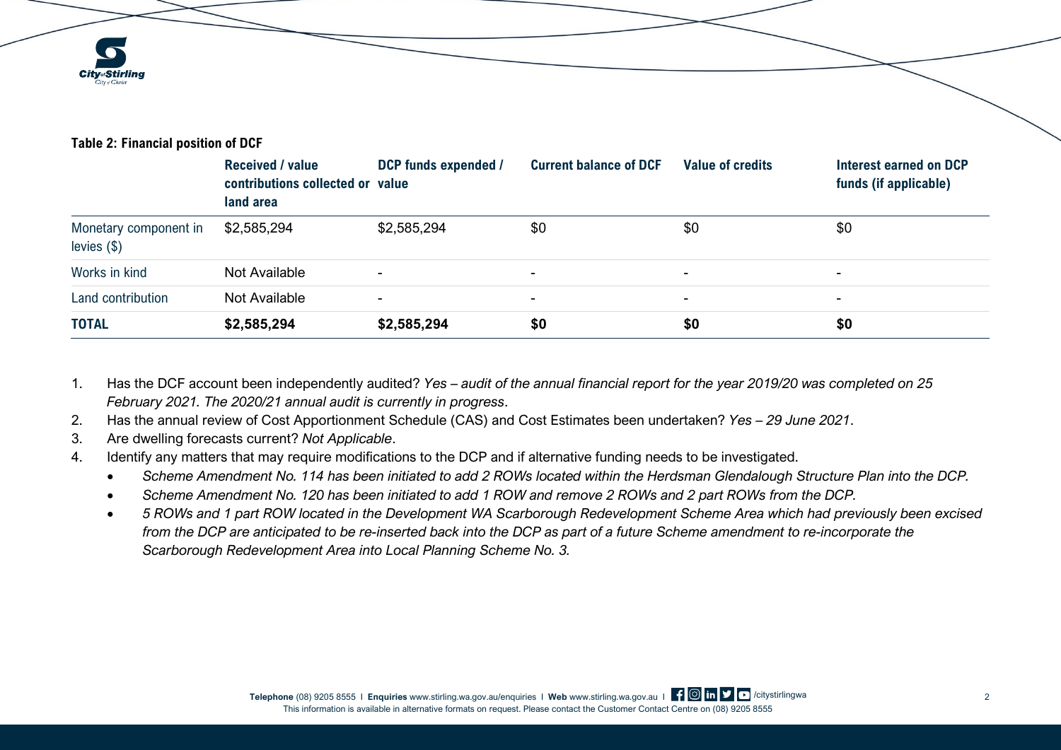**Table 2: Financial position of DCF**

| | Received / value contributions collected or land area | DCP funds expended / value | Current balance of DCF | Value of credits | Interest earned on DCP funds (if applicable) |
|---|---|---|---|---|---|
| Monetary component in levies ($) | $2,585,294 | $2,585,294 | $0 | $0 | $0 |
| Works in kind | Not Available | - | - | - | - |
| Land contribution | Not Available | - | - | - | - |
| **TOTAL** | **$2,585,294** | **$2,585,294** | **$0** | **$0** | **$0** |

1. Has the DCF account been independently audited? *Yes – audit of the annual financial report for the year 2019/20 was completed on 25 February 2021. The 2020/21 annual audit is currently in progress*.
2. Has the annual review of Cost Apportionment Schedule (CAS) and Cost Estimates been undertaken? *Yes – 29 June 2021*.
3. Are dwelling forecasts current? *Not Applicable*.
4. Identify any matters that may require modifications to the DCP and if alternative funding needs to be investigated.
   - *Scheme Amendment No. 114 has been initiated to add 2 ROWs located within the Herdsman Glendalough Structure Plan into the DCP.*
   - *Scheme Amendment No. 120 has been initiated to add 1 ROW and remove 2 ROWs and 2 part ROWs from the DCP.*
   - *5 ROWs and 1 part ROW located in the Development WA Scarborough Redevelopment Scheme Area which had previously been excised from the DCP are anticipated to be re-inserted back into the DCP as part of a future Scheme amendment to re-incorporate the Scarborough Redevelopment Area into Local Planning Scheme No. 3.*